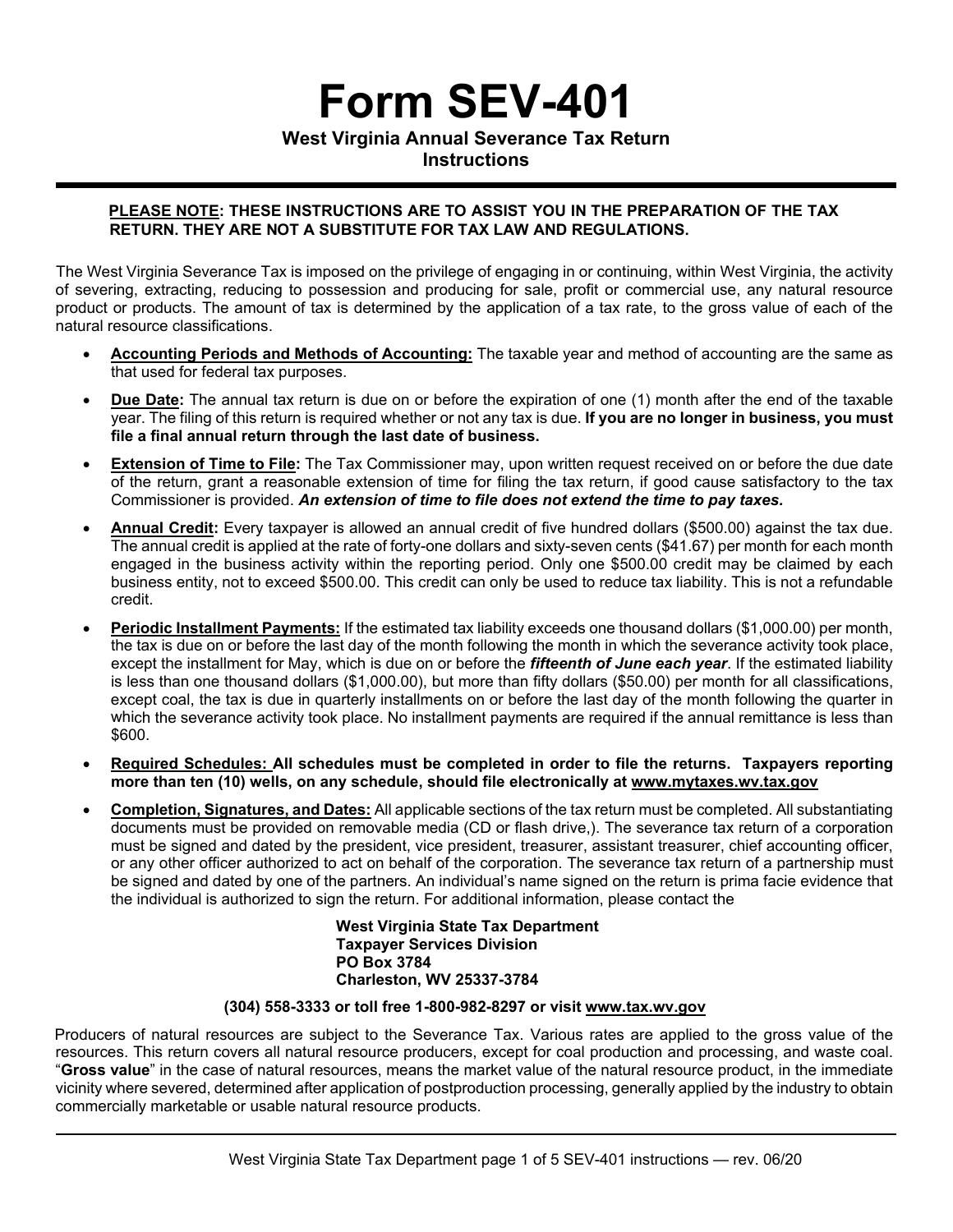# Form SEV-401

**West Virginia Annual Severance Tax Return**
**Instructions**

**PLEASE NOTE: THESE INSTRUCTIONS ARE TO ASSIST YOU IN THE PREPARATION OF THE TAX RETURN. THEY ARE NOT A SUBSTITUTE FOR TAX LAW AND REGULATIONS.**

The West Virginia Severance Tax is imposed on the privilege of engaging in or continuing, within West Virginia, the activity of severing, extracting, reducing to possession and producing for sale, profit or commercial use, any natural resource product or products. The amount of tax is determined by the application of a tax rate, to the gross value of each of the natural resource classifications.

- **Accounting Periods and Methods of Accounting:** The taxable year and method of accounting are the same as that used for federal tax purposes.
- **Due Date:** The annual tax return is due on or before the expiration of one (1) month after the end of the taxable year. The filing of this return is required whether or not any tax is due. **If you are no longer in business, you must file a final annual return through the last date of business.**
- **Extension of Time to File:** The Tax Commissioner may, upon written request received on or before the due date of the return, grant a reasonable extension of time for filing the tax return, if good cause satisfactory to the tax Commissioner is provided. ***An extension of time to file does not extend the time to pay taxes.***
- **Annual Credit:** Every taxpayer is allowed an annual credit of five hundred dollars ($500.00) against the tax due. The annual credit is applied at the rate of forty-one dollars and sixty-seven cents ($41.67) per month for each month engaged in the business activity within the reporting period. Only one $500.00 credit may be claimed by each business entity, not to exceed $500.00. This credit can only be used to reduce tax liability. This is not a refundable credit.
- **Periodic Installment Payments:** If the estimated tax liability exceeds one thousand dollars ($1,000.00) per month, the tax is due on or before the last day of the month following the month in which the severance activity took place, except the installment for May, which is due on or before the ***fifteenth of June each year***. If the estimated liability is less than one thousand dollars ($1,000.00), but more than fifty dollars ($50.00) per month for all classifications, except coal, the tax is due in quarterly installments on or before the last day of the month following the quarter in which the severance activity took place. No installment payments are required if the annual remittance is less than $600.
- **Required Schedules: All schedules must be completed in order to file the returns. Taxpayers reporting more than ten (10) wells, on any schedule, should file electronically at www.mytaxes.wv.tax.gov**
- **Completion, Signatures, and Dates:** All applicable sections of the tax return must be completed. All substantiating documents must be provided on removable media (CD or flash drive,). The severance tax return of a corporation must be signed and dated by the president, vice president, treasurer, assistant treasurer, chief accounting officer, or any other officer authorized to act on behalf of the corporation. The severance tax return of a partnership must be signed and dated by one of the partners. An individual's name signed on the return is prima facie evidence that the individual is authorized to sign the return. For additional information, please contact the

**West Virginia State Tax Department**
**Taxpayer Services Division**
**PO Box 3784**
**Charleston, WV 25337-3784**

**(304) 558-3333 or toll free 1-800-982-8297 or visit www.tax.wv.gov**

Producers of natural resources are subject to the Severance Tax. Various rates are applied to the gross value of the resources. This return covers all natural resource producers, except for coal production and processing, and waste coal. "**Gross value**" in the case of natural resources, means the market value of the natural resource product, in the immediate vicinity where severed, determined after application of postproduction processing, generally applied by the industry to obtain commercially marketable or usable natural resource products.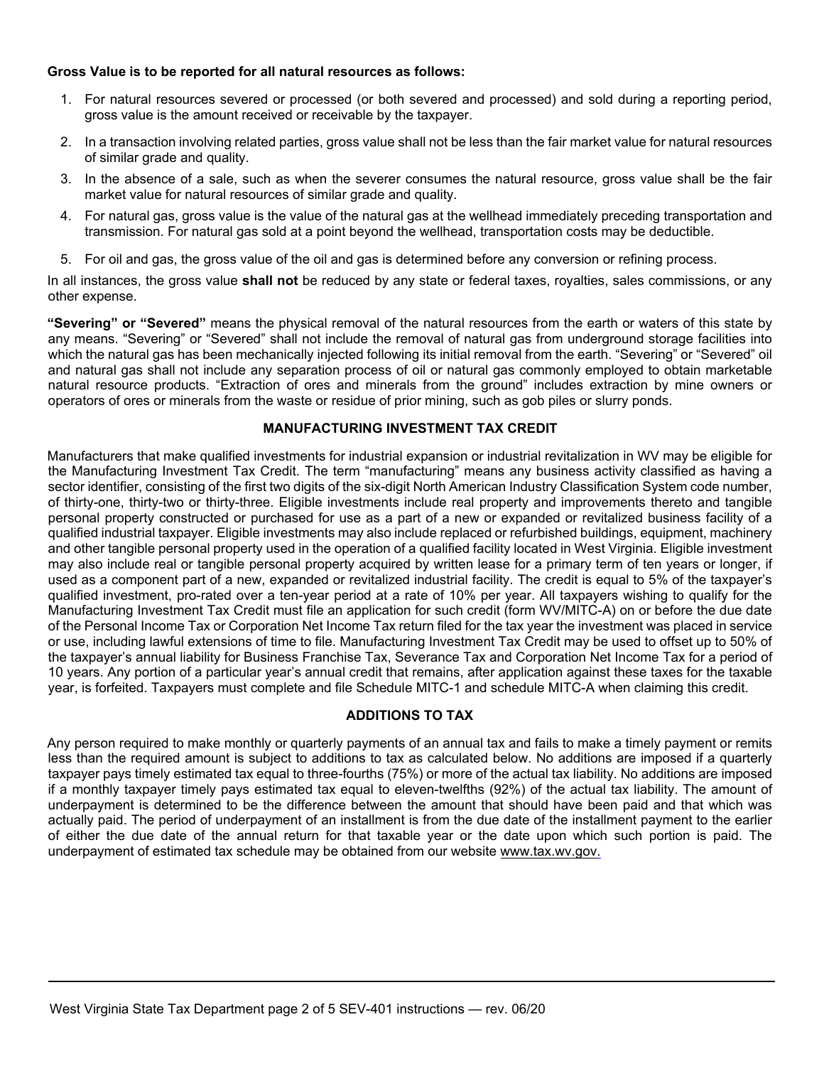**Gross Value is to be reported for all natural resources as follows:**

1. For natural resources severed or processed (or both severed and processed) and sold during a reporting period, gross value is the amount received or receivable by the taxpayer.
2. In a transaction involving related parties, gross value shall not be less than the fair market value for natural resources of similar grade and quality.
3. In the absence of a sale, such as when the severer consumes the natural resource, gross value shall be the fair market value for natural resources of similar grade and quality.
4. For natural gas, gross value is the value of the natural gas at the wellhead immediately preceding transportation and transmission. For natural gas sold at a point beyond the wellhead, transportation costs may be deductible.
5. For oil and gas, the gross value of the oil and gas is determined before any conversion or refining process.

In all instances, the gross value **shall not** be reduced by any state or federal taxes, royalties, sales commissions, or any other expense.

**"Severing" or "Severed"** means the physical removal of the natural resources from the earth or waters of this state by any means. "Severing" or "Severed" shall not include the removal of natural gas from underground storage facilities into which the natural gas has been mechanically injected following its initial removal from the earth. "Severing" or "Severed" oil and natural gas shall not include any separation process of oil or natural gas commonly employed to obtain marketable natural resource products. "Extraction of ores and minerals from the ground" includes extraction by mine owners or operators of ores or minerals from the waste or residue of prior mining, such as gob piles or slurry ponds.

## MANUFACTURING INVESTMENT TAX CREDIT

Manufacturers that make qualified investments for industrial expansion or industrial revitalization in WV may be eligible for the Manufacturing Investment Tax Credit. The term "manufacturing" means any business activity classified as having a sector identifier, consisting of the first two digits of the six-digit North American Industry Classification System code number, of thirty-one, thirty-two or thirty-three. Eligible investments include real property and improvements thereto and tangible personal property constructed or purchased for use as a part of a new or expanded or revitalized business facility of a qualified industrial taxpayer. Eligible investments may also include replaced or refurbished buildings, equipment, machinery and other tangible personal property used in the operation of a qualified facility located in West Virginia. Eligible investment may also include real or tangible personal property acquired by written lease for a primary term of ten years or longer, if used as a component part of a new, expanded or revitalized industrial facility. The credit is equal to 5% of the taxpayer's qualified investment, pro-rated over a ten-year period at a rate of 10% per year. All taxpayers wishing to qualify for the Manufacturing Investment Tax Credit must file an application for such credit (form WV/MITC-A) on or before the due date of the Personal Income Tax or Corporation Net Income Tax return filed for the tax year the investment was placed in service or use, including lawful extensions of time to file. Manufacturing Investment Tax Credit may be used to offset up to 50% of the taxpayer's annual liability for Business Franchise Tax, Severance Tax and Corporation Net Income Tax for a period of 10 years. Any portion of a particular year's annual credit that remains, after application against these taxes for the taxable year, is forfeited. Taxpayers must complete and file Schedule MITC-1 and schedule MITC-A when claiming this credit.

## ADDITIONS TO TAX

Any person required to make monthly or quarterly payments of an annual tax and fails to make a timely payment or remits less than the required amount is subject to additions to tax as calculated below. No additions are imposed if a quarterly taxpayer pays timely estimated tax equal to three-fourths (75%) or more of the actual tax liability. No additions are imposed if a monthly taxpayer timely pays estimated tax equal to eleven-twelfths (92%) of the actual tax liability. The amount of underpayment is determined to be the difference between the amount that should have been paid and that which was actually paid. The period of underpayment of an installment is from the due date of the installment payment to the earlier of either the due date of the annual return for that taxable year or the date upon which such portion is paid. The underpayment of estimated tax schedule may be obtained from our website www.tax.wv.gov.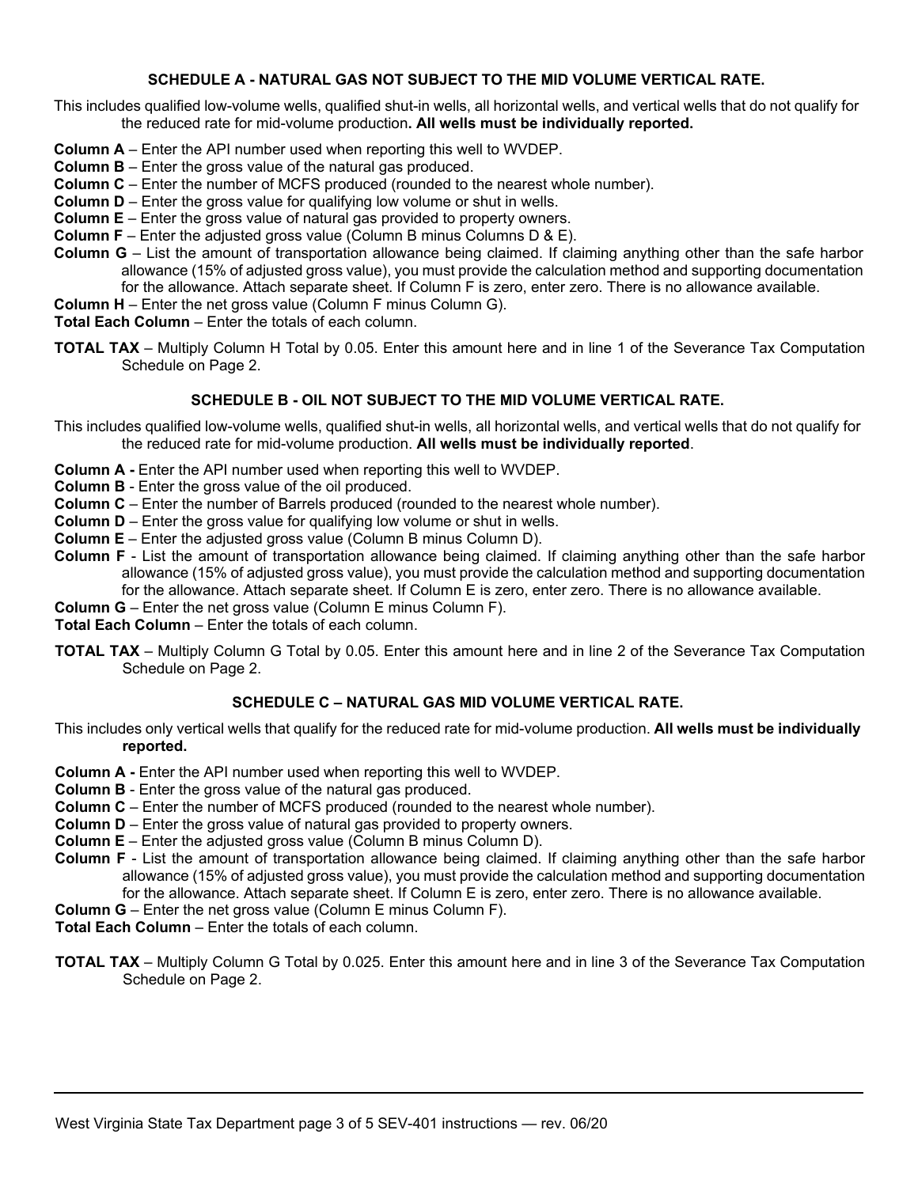### SCHEDULE A - NATURAL GAS NOT SUBJECT TO THE MID VOLUME VERTICAL RATE.

This includes qualified low-volume wells, qualified shut-in wells, all horizontal wells, and vertical wells that do not qualify for the reduced rate for mid-volume production**. All wells must be individually reported.**

**Column A** – Enter the API number used when reporting this well to WVDEP.
**Column B** – Enter the gross value of the natural gas produced.
**Column C** – Enter the number of MCFS produced (rounded to the nearest whole number).
**Column D** – Enter the gross value for qualifying low volume or shut in wells.
**Column E** – Enter the gross value of natural gas provided to property owners.
**Column F** – Enter the adjusted gross value (Column B minus Columns D & E).
**Column G** – List the amount of transportation allowance being claimed. If claiming anything other than the safe harbor allowance (15% of adjusted gross value), you must provide the calculation method and supporting documentation for the allowance. Attach separate sheet. If Column F is zero, enter zero. There is no allowance available.
**Column H** – Enter the net gross value (Column F minus Column G).
**Total Each Column** – Enter the totals of each column.

**TOTAL TAX** – Multiply Column H Total by 0.05. Enter this amount here and in line 1 of the Severance Tax Computation Schedule on Page 2.

### SCHEDULE B - OIL NOT SUBJECT TO THE MID VOLUME VERTICAL RATE.

This includes qualified low-volume wells, qualified shut-in wells, all horizontal wells, and vertical wells that do not qualify for the reduced rate for mid-volume production. **All wells must be individually reported**.

**Column A -** Enter the API number used when reporting this well to WVDEP.
**Column B** - Enter the gross value of the oil produced.
**Column C** – Enter the number of Barrels produced (rounded to the nearest whole number).
**Column D** – Enter the gross value for qualifying low volume or shut in wells.
**Column E** – Enter the adjusted gross value (Column B minus Column D).
**Column F** - List the amount of transportation allowance being claimed. If claiming anything other than the safe harbor allowance (15% of adjusted gross value), you must provide the calculation method and supporting documentation for the allowance. Attach separate sheet. If Column E is zero, enter zero. There is no allowance available.
**Column G** – Enter the net gross value (Column E minus Column F).
**Total Each Column** – Enter the totals of each column.

**TOTAL TAX** – Multiply Column G Total by 0.05. Enter this amount here and in line 2 of the Severance Tax Computation Schedule on Page 2.

### SCHEDULE C – NATURAL GAS MID VOLUME VERTICAL RATE.

This includes only vertical wells that qualify for the reduced rate for mid-volume production. **All wells must be individually reported.**

**Column A -** Enter the API number used when reporting this well to WVDEP.
**Column B** - Enter the gross value of the natural gas produced.
**Column C** – Enter the number of MCFS produced (rounded to the nearest whole number).
**Column D** – Enter the gross value of natural gas provided to property owners.
**Column E** – Enter the adjusted gross value (Column B minus Column D).
**Column F** - List the amount of transportation allowance being claimed. If claiming anything other than the safe harbor allowance (15% of adjusted gross value), you must provide the calculation method and supporting documentation for the allowance. Attach separate sheet. If Column E is zero, enter zero. There is no allowance available.
**Column G** – Enter the net gross value (Column E minus Column F).
**Total Each Column** – Enter the totals of each column.

**TOTAL TAX** – Multiply Column G Total by 0.025. Enter this amount here and in line 3 of the Severance Tax Computation Schedule on Page 2.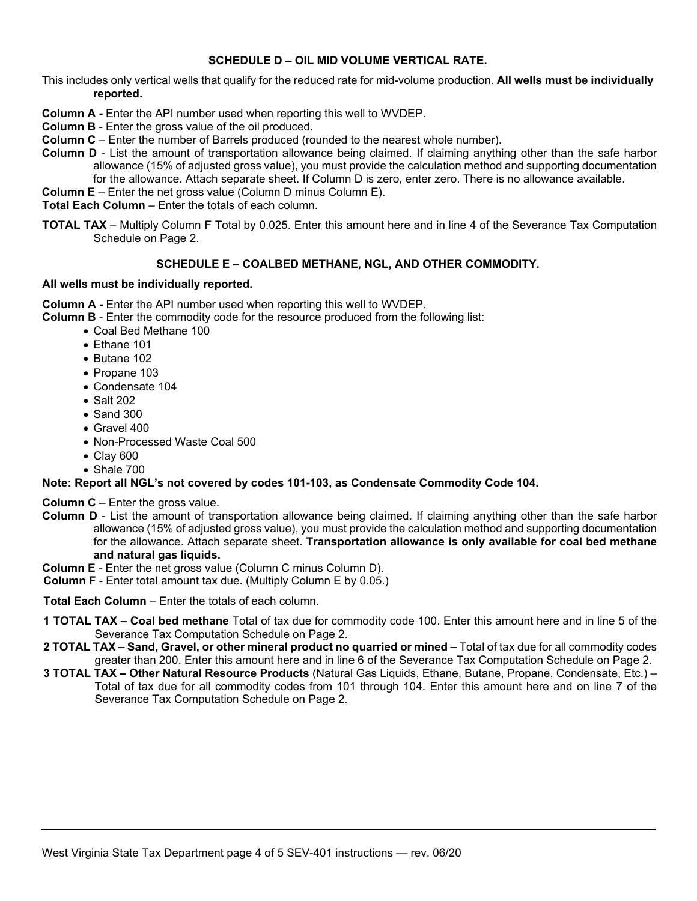### SCHEDULE D – OIL MID VOLUME VERTICAL RATE.

This includes only vertical wells that qualify for the reduced rate for mid-volume production. **All wells must be individually reported.**

**Column A -** Enter the API number used when reporting this well to WVDEP.

**Column B** - Enter the gross value of the oil produced.

**Column C** – Enter the number of Barrels produced (rounded to the nearest whole number).

**Column D** - List the amount of transportation allowance being claimed. If claiming anything other than the safe harbor allowance (15% of adjusted gross value), you must provide the calculation method and supporting documentation for the allowance. Attach separate sheet. If Column D is zero, enter zero. There is no allowance available.

**Column E** – Enter the net gross value (Column D minus Column E).

**Total Each Column** – Enter the totals of each column.

**TOTAL TAX** – Multiply Column F Total by 0.025. Enter this amount here and in line 4 of the Severance Tax Computation Schedule on Page 2.

### SCHEDULE E – COALBED METHANE, NGL, AND OTHER COMMODITY.

**All wells must be individually reported.**

**Column A -** Enter the API number used when reporting this well to WVDEP.

**Column B** - Enter the commodity code for the resource produced from the following list:

- Coal Bed Methane 100
- Ethane 101
- Butane 102
- Propane 103
- Condensate 104
- Salt 202
- Sand 300
- Gravel 400
- Non-Processed Waste Coal 500
- Clay 600
- Shale 700

**Note: Report all NGL's not covered by codes 101-103, as Condensate Commodity Code 104.**

**Column C** – Enter the gross value.

**Column D** - List the amount of transportation allowance being claimed. If claiming anything other than the safe harbor allowance (15% of adjusted gross value), you must provide the calculation method and supporting documentation for the allowance. Attach separate sheet. **Transportation allowance is only available for coal bed methane and natural gas liquids.**

**Column E** - Enter the net gross value (Column C minus Column D).

**Column F** - Enter total amount tax due. (Multiply Column E by 0.05.)

**Total Each Column** – Enter the totals of each column.

**1 TOTAL TAX – Coal bed methane** Total of tax due for commodity code 100. Enter this amount here and in line 5 of the Severance Tax Computation Schedule on Page 2.

**2 TOTAL TAX – Sand, Gravel, or other mineral product no quarried or mined –** Total of tax due for all commodity codes greater than 200. Enter this amount here and in line 6 of the Severance Tax Computation Schedule on Page 2.

**3 TOTAL TAX – Other Natural Resource Products** (Natural Gas Liquids, Ethane, Butane, Propane, Condensate, Etc.) – Total of tax due for all commodity codes from 101 through 104. Enter this amount here and on line 7 of the Severance Tax Computation Schedule on Page 2.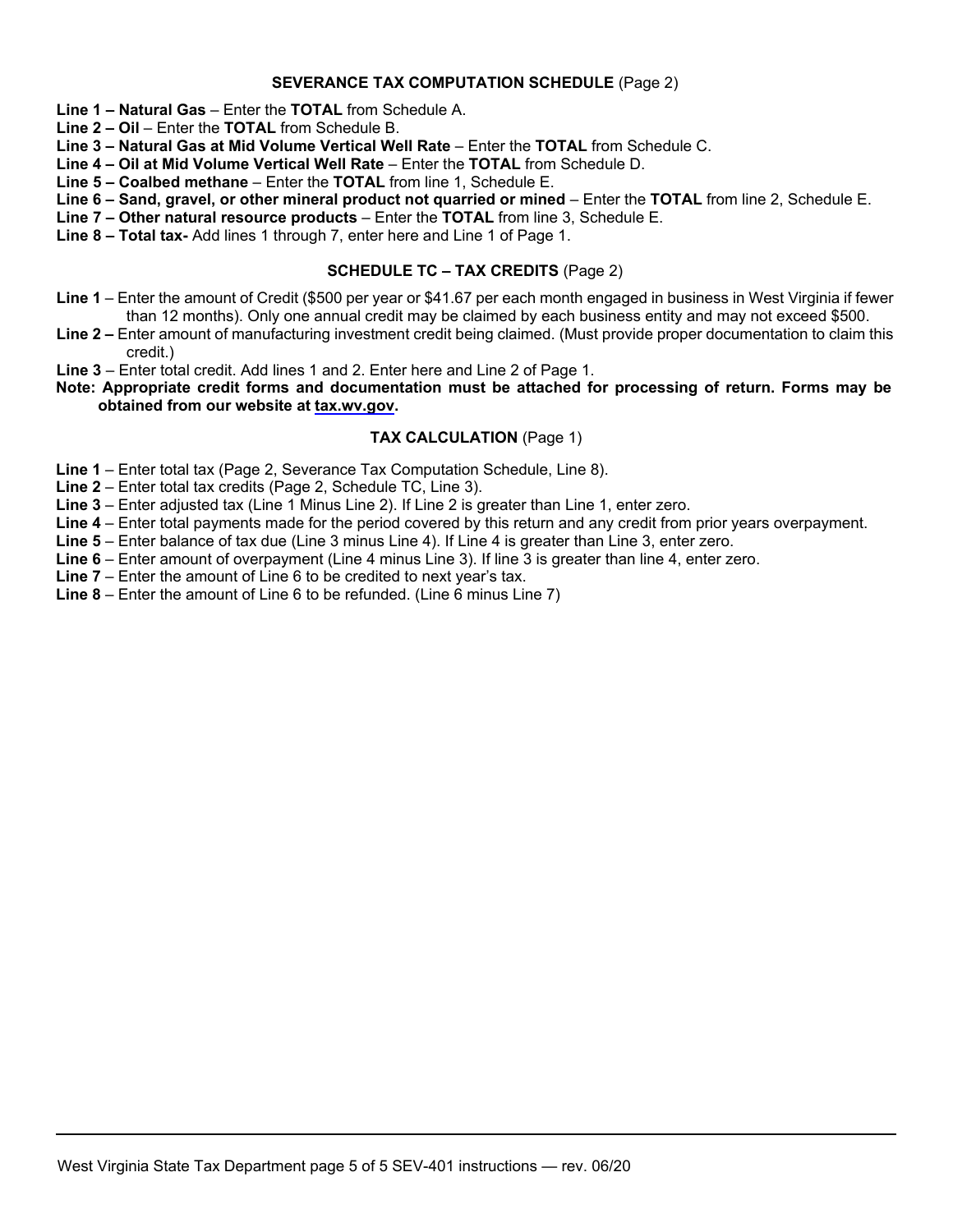### **SEVERANCE TAX COMPUTATION SCHEDULE** (Page 2)

**Line 1 – Natural Gas** – Enter the **TOTAL** from Schedule A.
**Line 2 – Oil** – Enter the **TOTAL** from Schedule B.
**Line 3 – Natural Gas at Mid Volume Vertical Well Rate** – Enter the **TOTAL** from Schedule C.
**Line 4 – Oil at Mid Volume Vertical Well Rate** – Enter the **TOTAL** from Schedule D.
**Line 5 – Coalbed methane** – Enter the **TOTAL** from line 1, Schedule E.
**Line 6 – Sand, gravel, or other mineral product not quarried or mined** – Enter the **TOTAL** from line 2, Schedule E.
**Line 7 – Other natural resource products** – Enter the **TOTAL** from line 3, Schedule E.
**Line 8 – Total tax-** Add lines 1 through 7, enter here and Line 1 of Page 1.

### **SCHEDULE TC – TAX CREDITS** (Page 2)

**Line 1** – Enter the amount of Credit ($500 per year or $41.67 per each month engaged in business in West Virginia if fewer than 12 months). Only one annual credit may be claimed by each business entity and may not exceed $500.
**Line 2 –** Enter amount of manufacturing investment credit being claimed. (Must provide proper documentation to claim this credit.)
**Line 3** – Enter total credit. Add lines 1 and 2. Enter here and Line 2 of Page 1.

**Note: Appropriate credit forms and documentation must be attached for processing of return. Forms may be obtained from our website at tax.wv.gov.**

### **TAX CALCULATION** (Page 1)

**Line 1** – Enter total tax (Page 2, Severance Tax Computation Schedule, Line 8).
**Line 2** – Enter total tax credits (Page 2, Schedule TC, Line 3).
**Line 3** – Enter adjusted tax (Line 1 Minus Line 2). If Line 2 is greater than Line 1, enter zero.
**Line 4** – Enter total payments made for the period covered by this return and any credit from prior years overpayment.
**Line 5** – Enter balance of tax due (Line 3 minus Line 4). If Line 4 is greater than Line 3, enter zero.
**Line 6** – Enter amount of overpayment (Line 4 minus Line 3). If line 3 is greater than line 4, enter zero.
**Line 7** – Enter the amount of Line 6 to be credited to next year's tax.
**Line 8** – Enter the amount of Line 6 to be refunded. (Line 6 minus Line 7)